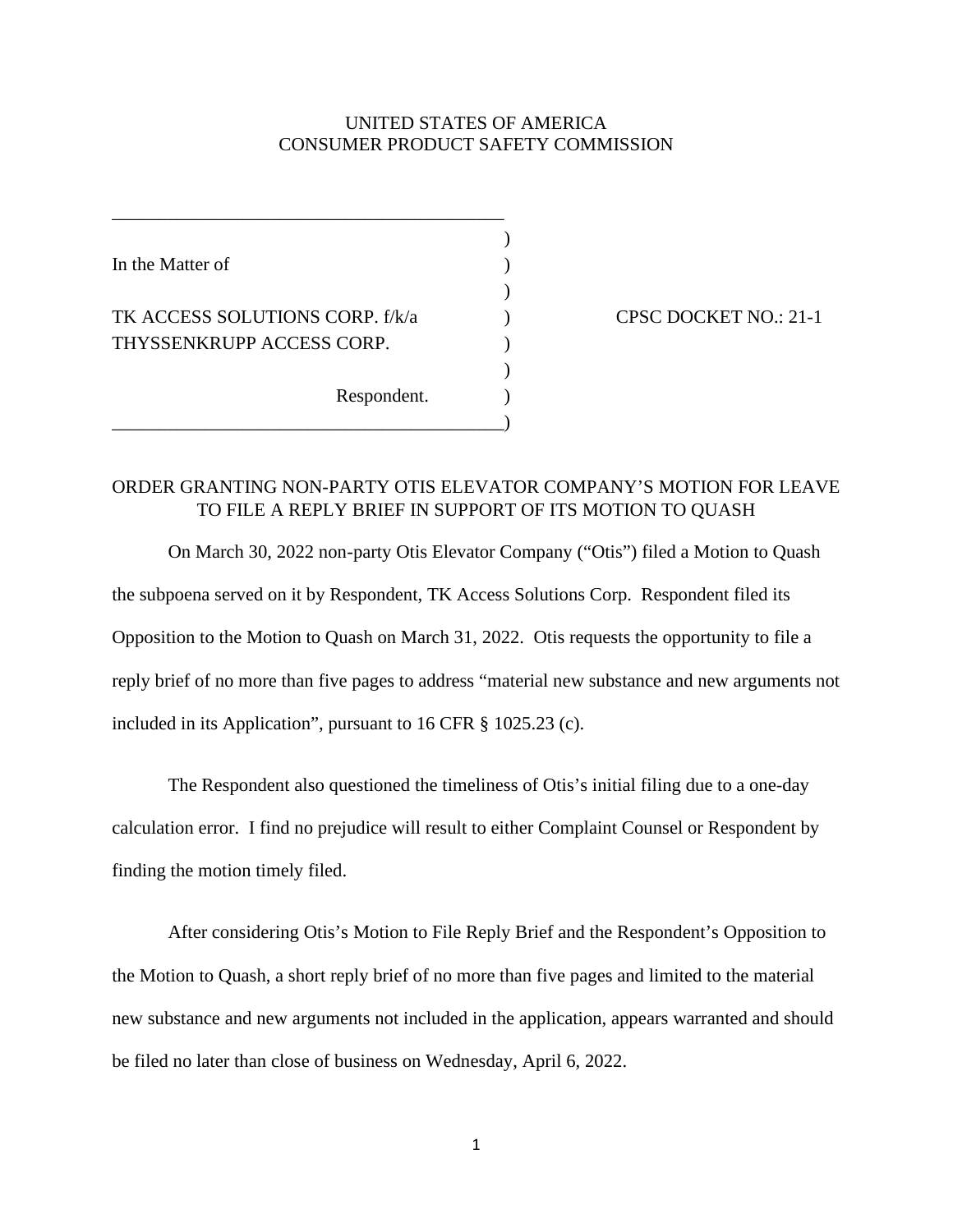UNITED STATES OF AMERICA
CONSUMER PRODUCT SAFETY COMMISSION

| | | |
|---|---|---|
| In the Matter of | ) | |
| | ) | |
| TK ACCESS SOLUTIONS CORP. f/k/a THYSSENKRUPP ACCESS CORP. | ) | CPSC DOCKET NO.: 21-1 |
| | ) | |
| Respondent. | ) | |

## ORDER GRANTING NON-PARTY OTIS ELEVATOR COMPANY'S MOTION FOR LEAVE TO FILE A REPLY BRIEF IN SUPPORT OF ITS MOTION TO QUASH

On March 30, 2022 non-party Otis Elevator Company ("Otis") filed a Motion to Quash the subpoena served on it by Respondent, TK Access Solutions Corp. Respondent filed its Opposition to the Motion to Quash on March 31, 2022. Otis requests the opportunity to file a reply brief of no more than five pages to address "material new substance and new arguments not included in its Application", pursuant to 16 CFR § 1025.23 (c).

The Respondent also questioned the timeliness of Otis's initial filing due to a one-day calculation error. I find no prejudice will result to either Complaint Counsel or Respondent by finding the motion timely filed.

After considering Otis's Motion to File Reply Brief and the Respondent's Opposition to the Motion to Quash, a short reply brief of no more than five pages and limited to the material new substance and new arguments not included in the application, appears warranted and should be filed no later than close of business on Wednesday, April 6, 2022.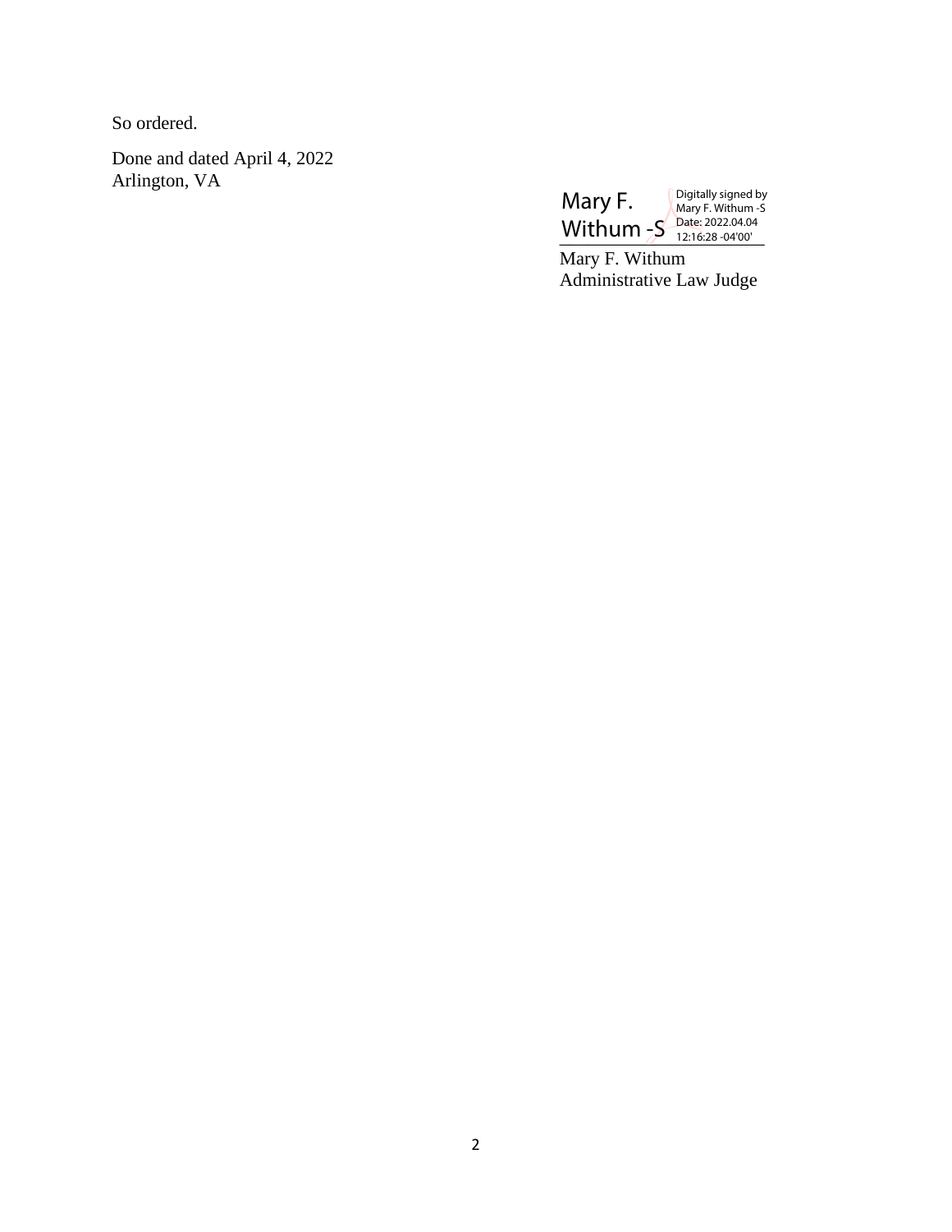So ordered.

Done and dated April 4, 2022
Arlington, VA

Mary F. Withum -S
Digitally signed by Mary F. Withum -S
Date: 2022.04.04 12:16:28 -04'00'

Mary F. Withum
Administrative Law Judge